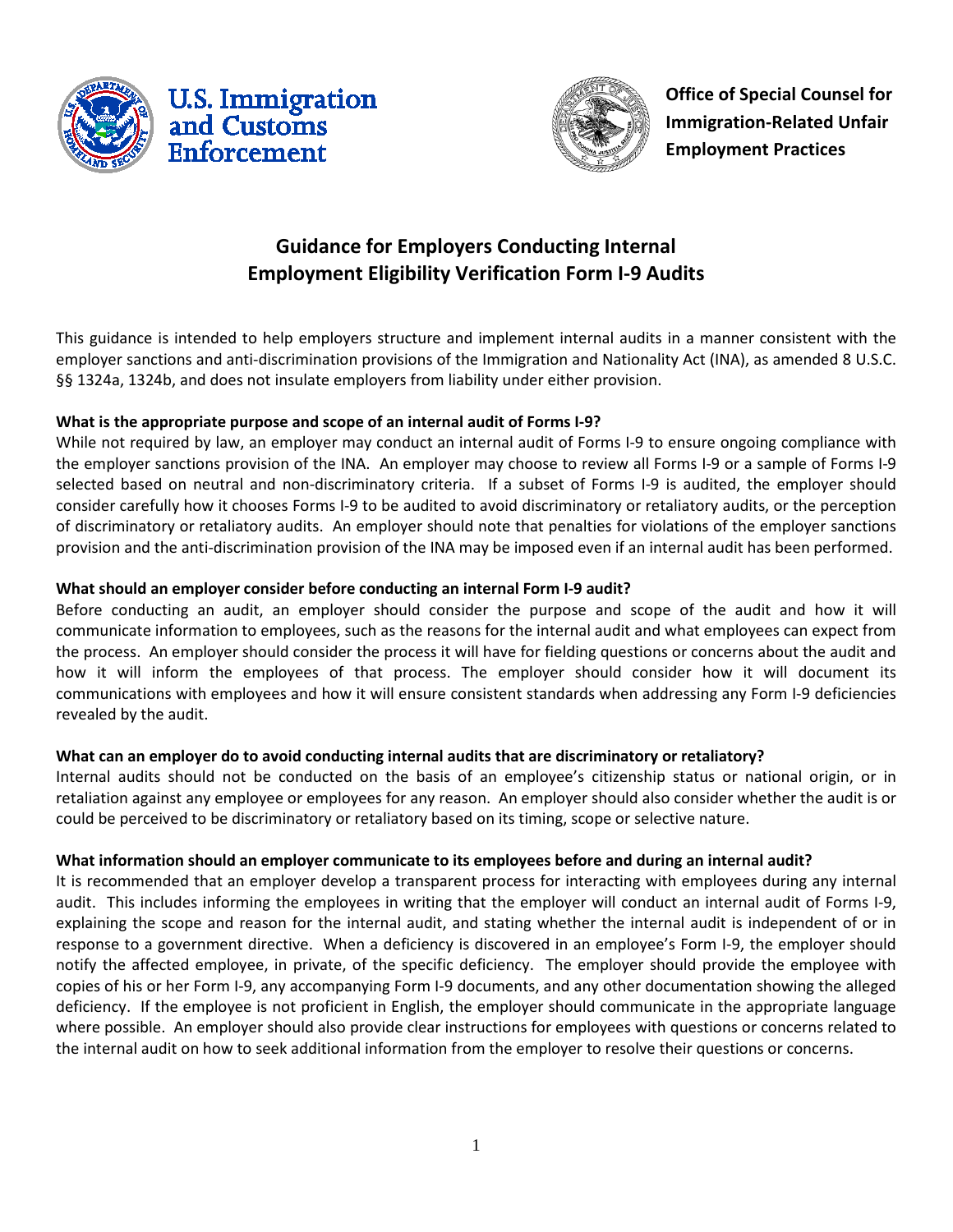U.S. Immigration and Customs Enforcement

**Office of Special Counsel for Immigration-Related Unfair Employment Practices**

# Guidance for Employers Conducting Internal Employment Eligibility Verification Form I-9 Audits

This guidance is intended to help employers structure and implement internal audits in a manner consistent with the employer sanctions and anti-discrimination provisions of the Immigration and Nationality Act (INA), as amended 8 U.S.C. §§ 1324a, 1324b, and does not insulate employers from liability under either provision.

**What is the appropriate purpose and scope of an internal audit of Forms I-9?**

While not required by law, an employer may conduct an internal audit of Forms I-9 to ensure ongoing compliance with the employer sanctions provision of the INA. An employer may choose to review all Forms I-9 or a sample of Forms I-9 selected based on neutral and non-discriminatory criteria. If a subset of Forms I-9 is audited, the employer should consider carefully how it chooses Forms I-9 to be audited to avoid discriminatory or retaliatory audits, or the perception of discriminatory or retaliatory audits. An employer should note that penalties for violations of the employer sanctions provision and the anti-discrimination provision of the INA may be imposed even if an internal audit has been performed.

**What should an employer consider before conducting an internal Form I-9 audit?**

Before conducting an audit, an employer should consider the purpose and scope of the audit and how it will communicate information to employees, such as the reasons for the internal audit and what employees can expect from the process. An employer should consider the process it will have for fielding questions or concerns about the audit and how it will inform the employees of that process. The employer should consider how it will document its communications with employees and how it will ensure consistent standards when addressing any Form I-9 deficiencies revealed by the audit.

**What can an employer do to avoid conducting internal audits that are discriminatory or retaliatory?**

Internal audits should not be conducted on the basis of an employee's citizenship status or national origin, or in retaliation against any employee or employees for any reason. An employer should also consider whether the audit is or could be perceived to be discriminatory or retaliatory based on its timing, scope or selective nature.

**What information should an employer communicate to its employees before and during an internal audit?**

It is recommended that an employer develop a transparent process for interacting with employees during any internal audit. This includes informing the employees in writing that the employer will conduct an internal audit of Forms I-9, explaining the scope and reason for the internal audit, and stating whether the internal audit is independent of or in response to a government directive. When a deficiency is discovered in an employee's Form I-9, the employer should notify the affected employee, in private, of the specific deficiency. The employer should provide the employee with copies of his or her Form I-9, any accompanying Form I-9 documents, and any other documentation showing the alleged deficiency. If the employee is not proficient in English, the employer should communicate in the appropriate language where possible. An employer should also provide clear instructions for employees with questions or concerns related to the internal audit on how to seek additional information from the employer to resolve their questions or concerns.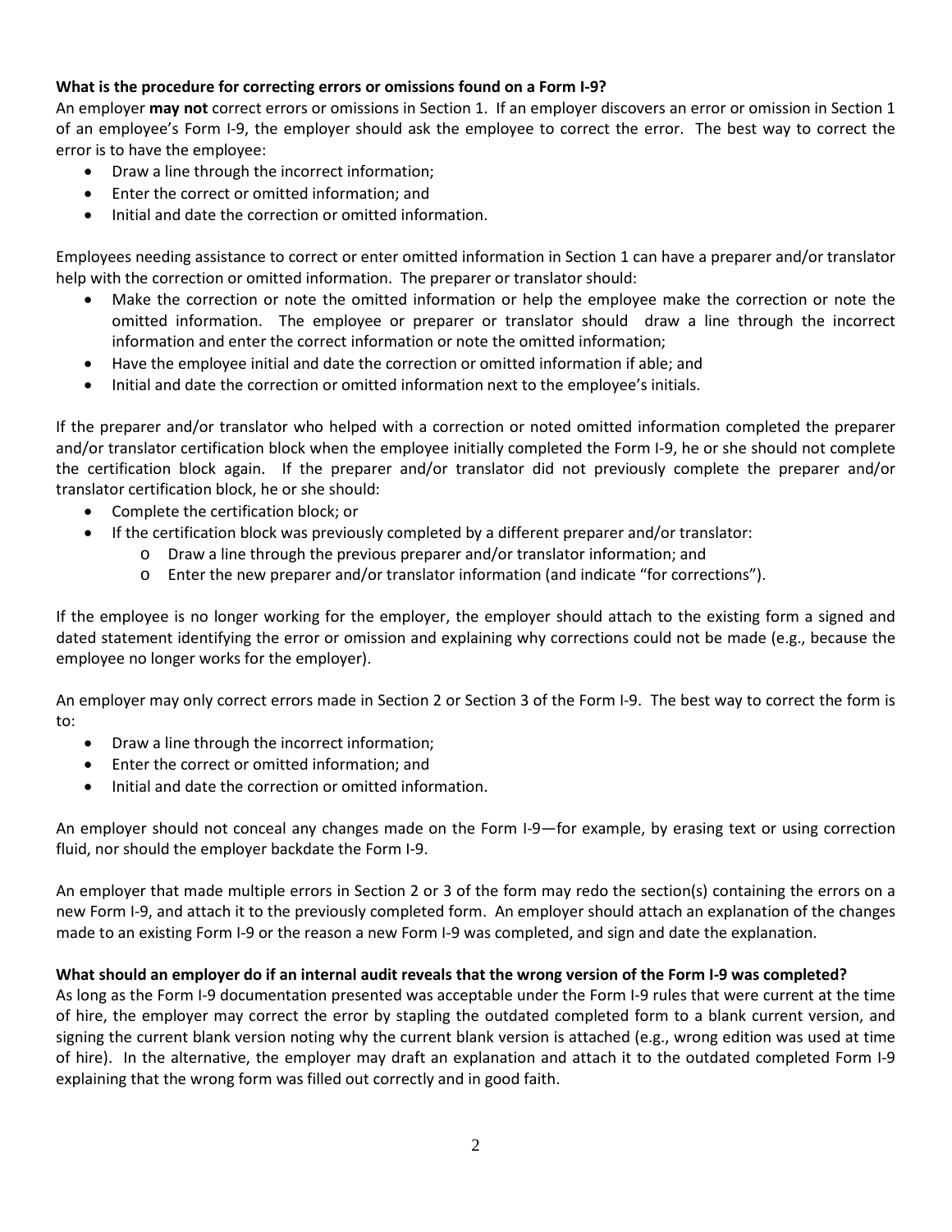**What is the procedure for correcting errors or omissions found on a Form I-9?**

An employer **may not** correct errors or omissions in Section 1. If an employer discovers an error or omission in Section 1 of an employee's Form I-9, the employer should ask the employee to correct the error. The best way to correct the error is to have the employee:

- Draw a line through the incorrect information;
- Enter the correct or omitted information; and
- Initial and date the correction or omitted information.

Employees needing assistance to correct or enter omitted information in Section 1 can have a preparer and/or translator help with the correction or omitted information. The preparer or translator should:

- Make the correction or note the omitted information or help the employee make the correction or note the omitted information. The employee or preparer or translator should draw a line through the incorrect information and enter the correct information or note the omitted information;
- Have the employee initial and date the correction or omitted information if able; and
- Initial and date the correction or omitted information next to the employee's initials.

If the preparer and/or translator who helped with a correction or noted omitted information completed the preparer and/or translator certification block when the employee initially completed the Form I-9, he or she should not complete the certification block again. If the preparer and/or translator did not previously complete the preparer and/or translator certification block, he or she should:

- Complete the certification block; or
- If the certification block was previously completed by a different preparer and/or translator:
  - Draw a line through the previous preparer and/or translator information; and
  - Enter the new preparer and/or translator information (and indicate "for corrections").

If the employee is no longer working for the employer, the employer should attach to the existing form a signed and dated statement identifying the error or omission and explaining why corrections could not be made (e.g., because the employee no longer works for the employer).

An employer may only correct errors made in Section 2 or Section 3 of the Form I-9. The best way to correct the form is to:

- Draw a line through the incorrect information;
- Enter the correct or omitted information; and
- Initial and date the correction or omitted information.

An employer should not conceal any changes made on the Form I-9—for example, by erasing text or using correction fluid, nor should the employer backdate the Form I-9.

An employer that made multiple errors in Section 2 or 3 of the form may redo the section(s) containing the errors on a new Form I-9, and attach it to the previously completed form. An employer should attach an explanation of the changes made to an existing Form I-9 or the reason a new Form I-9 was completed, and sign and date the explanation.

**What should an employer do if an internal audit reveals that the wrong version of the Form I-9 was completed?**

As long as the Form I-9 documentation presented was acceptable under the Form I-9 rules that were current at the time of hire, the employer may correct the error by stapling the outdated completed form to a blank current version, and signing the current blank version noting why the current blank version is attached (e.g., wrong edition was used at time of hire). In the alternative, the employer may draft an explanation and attach it to the outdated completed Form I-9 explaining that the wrong form was filled out correctly and in good faith.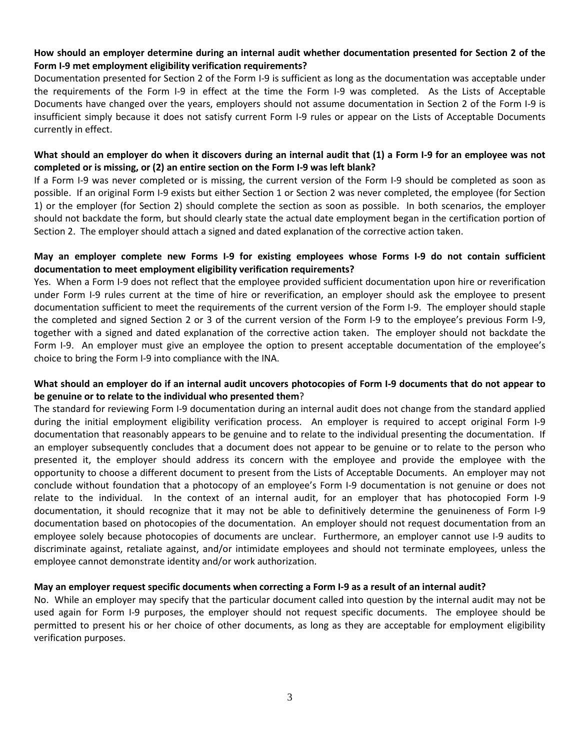**How should an employer determine during an internal audit whether documentation presented for Section 2 of the Form I-9 met employment eligibility verification requirements?**

Documentation presented for Section 2 of the Form I-9 is sufficient as long as the documentation was acceptable under the requirements of the Form I-9 in effect at the time the Form I-9 was completed. As the Lists of Acceptable Documents have changed over the years, employers should not assume documentation in Section 2 of the Form I-9 is insufficient simply because it does not satisfy current Form I-9 rules or appear on the Lists of Acceptable Documents currently in effect.

**What should an employer do when it discovers during an internal audit that (1) a Form I-9 for an employee was not completed or is missing, or (2) an entire section on the Form I-9 was left blank?**

If a Form I-9 was never completed or is missing, the current version of the Form I-9 should be completed as soon as possible. If an original Form I-9 exists but either Section 1 or Section 2 was never completed, the employee (for Section 1) or the employer (for Section 2) should complete the section as soon as possible. In both scenarios, the employer should not backdate the form, but should clearly state the actual date employment began in the certification portion of Section 2. The employer should attach a signed and dated explanation of the corrective action taken.

**May an employer complete new Forms I-9 for existing employees whose Forms I-9 do not contain sufficient documentation to meet employment eligibility verification requirements?**

Yes. When a Form I-9 does not reflect that the employee provided sufficient documentation upon hire or reverification under Form I-9 rules current at the time of hire or reverification, an employer should ask the employee to present documentation sufficient to meet the requirements of the current version of the Form I-9. The employer should staple the completed and signed Section 2 or 3 of the current version of the Form I-9 to the employee's previous Form I-9, together with a signed and dated explanation of the corrective action taken. The employer should not backdate the Form I-9. An employer must give an employee the option to present acceptable documentation of the employee's choice to bring the Form I-9 into compliance with the INA.

**What should an employer do if an internal audit uncovers photocopies of Form I-9 documents that do not appear to be genuine or to relate to the individual who presented them?**

The standard for reviewing Form I-9 documentation during an internal audit does not change from the standard applied during the initial employment eligibility verification process. An employer is required to accept original Form I-9 documentation that reasonably appears to be genuine and to relate to the individual presenting the documentation. If an employer subsequently concludes that a document does not appear to be genuine or to relate to the person who presented it, the employer should address its concern with the employee and provide the employee with the opportunity to choose a different document to present from the Lists of Acceptable Documents. An employer may not conclude without foundation that a photocopy of an employee's Form I-9 documentation is not genuine or does not relate to the individual. In the context of an internal audit, for an employer that has photocopied Form I-9 documentation, it should recognize that it may not be able to definitively determine the genuineness of Form I-9 documentation based on photocopies of the documentation. An employer should not request documentation from an employee solely because photocopies of documents are unclear. Furthermore, an employer cannot use I-9 audits to discriminate against, retaliate against, and/or intimidate employees and should not terminate employees, unless the employee cannot demonstrate identity and/or work authorization.

**May an employer request specific documents when correcting a Form I-9 as a result of an internal audit?**

No. While an employer may specify that the particular document called into question by the internal audit may not be used again for Form I-9 purposes, the employer should not request specific documents. The employee should be permitted to present his or her choice of other documents, as long as they are acceptable for employment eligibility verification purposes.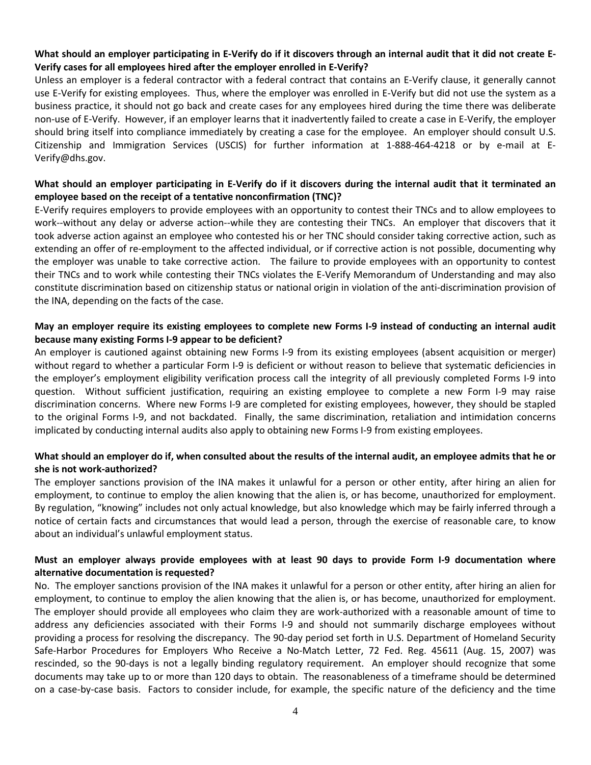**What should an employer participating in E-Verify do if it discovers through an internal audit that it did not create E-Verify cases for all employees hired after the employer enrolled in E-Verify?**

Unless an employer is a federal contractor with a federal contract that contains an E-Verify clause, it generally cannot use E-Verify for existing employees. Thus, where the employer was enrolled in E-Verify but did not use the system as a business practice, it should not go back and create cases for any employees hired during the time there was deliberate non-use of E-Verify. However, if an employer learns that it inadvertently failed to create a case in E-Verify, the employer should bring itself into compliance immediately by creating a case for the employee. An employer should consult U.S. Citizenship and Immigration Services (USCIS) for further information at 1-888-464-4218 or by e-mail at E-Verify@dhs.gov.

**What should an employer participating in E-Verify do if it discovers during the internal audit that it terminated an employee based on the receipt of a tentative nonconfirmation (TNC)?**

E-Verify requires employers to provide employees with an opportunity to contest their TNCs and to allow employees to work--without any delay or adverse action--while they are contesting their TNCs. An employer that discovers that it took adverse action against an employee who contested his or her TNC should consider taking corrective action, such as extending an offer of re-employment to the affected individual, or if corrective action is not possible, documenting why the employer was unable to take corrective action. The failure to provide employees with an opportunity to contest their TNCs and to work while contesting their TNCs violates the E-Verify Memorandum of Understanding and may also constitute discrimination based on citizenship status or national origin in violation of the anti-discrimination provision of the INA, depending on the facts of the case.

**May an employer require its existing employees to complete new Forms I-9 instead of conducting an internal audit because many existing Forms I-9 appear to be deficient?**

An employer is cautioned against obtaining new Forms I-9 from its existing employees (absent acquisition or merger) without regard to whether a particular Form I-9 is deficient or without reason to believe that systematic deficiencies in the employer's employment eligibility verification process call the integrity of all previously completed Forms I-9 into question. Without sufficient justification, requiring an existing employee to complete a new Form I-9 may raise discrimination concerns. Where new Forms I-9 are completed for existing employees, however, they should be stapled to the original Forms I-9, and not backdated. Finally, the same discrimination, retaliation and intimidation concerns implicated by conducting internal audits also apply to obtaining new Forms I-9 from existing employees.

**What should an employer do if, when consulted about the results of the internal audit, an employee admits that he or she is not work-authorized?**

The employer sanctions provision of the INA makes it unlawful for a person or other entity, after hiring an alien for employment, to continue to employ the alien knowing that the alien is, or has become, unauthorized for employment. By regulation, "knowing" includes not only actual knowledge, but also knowledge which may be fairly inferred through a notice of certain facts and circumstances that would lead a person, through the exercise of reasonable care, to know about an individual's unlawful employment status.

**Must an employer always provide employees with at least 90 days to provide Form I-9 documentation where alternative documentation is requested?**

No. The employer sanctions provision of the INA makes it unlawful for a person or other entity, after hiring an alien for employment, to continue to employ the alien knowing that the alien is, or has become, unauthorized for employment. The employer should provide all employees who claim they are work-authorized with a reasonable amount of time to address any deficiencies associated with their Forms I-9 and should not summarily discharge employees without providing a process for resolving the discrepancy. The 90-day period set forth in U.S. Department of Homeland Security Safe-Harbor Procedures for Employers Who Receive a No-Match Letter, 72 Fed. Reg. 45611 (Aug. 15, 2007) was rescinded, so the 90-days is not a legally binding regulatory requirement. An employer should recognize that some documents may take up to or more than 120 days to obtain. The reasonableness of a timeframe should be determined on a case-by-case basis. Factors to consider include, for example, the specific nature of the deficiency and the time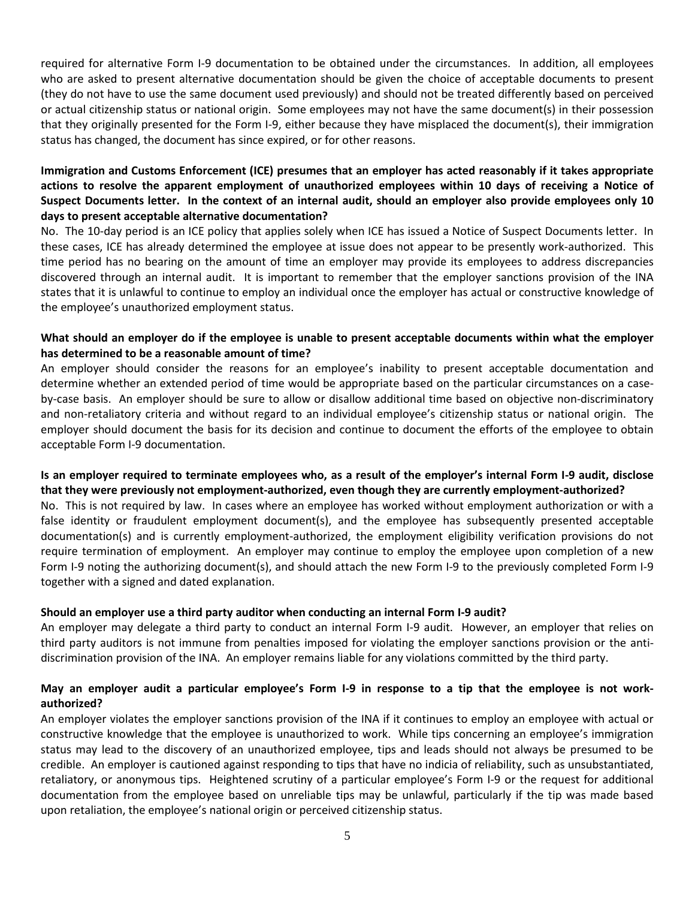required for alternative Form I-9 documentation to be obtained under the circumstances. In addition, all employees who are asked to present alternative documentation should be given the choice of acceptable documents to present (they do not have to use the same document used previously) and should not be treated differently based on perceived or actual citizenship status or national origin. Some employees may not have the same document(s) in their possession that they originally presented for the Form I-9, either because they have misplaced the document(s), their immigration status has changed, the document has since expired, or for other reasons.

**Immigration and Customs Enforcement (ICE) presumes that an employer has acted reasonably if it takes appropriate actions to resolve the apparent employment of unauthorized employees within 10 days of receiving a Notice of Suspect Documents letter. In the context of an internal audit, should an employer also provide employees only 10 days to present acceptable alternative documentation?**

No. The 10-day period is an ICE policy that applies solely when ICE has issued a Notice of Suspect Documents letter. In these cases, ICE has already determined the employee at issue does not appear to be presently work-authorized. This time period has no bearing on the amount of time an employer may provide its employees to address discrepancies discovered through an internal audit. It is important to remember that the employer sanctions provision of the INA states that it is unlawful to continue to employ an individual once the employer has actual or constructive knowledge of the employee's unauthorized employment status.

**What should an employer do if the employee is unable to present acceptable documents within what the employer has determined to be a reasonable amount of time?**

An employer should consider the reasons for an employee's inability to present acceptable documentation and determine whether an extended period of time would be appropriate based on the particular circumstances on a case-by-case basis. An employer should be sure to allow or disallow additional time based on objective non-discriminatory and non-retaliatory criteria and without regard to an individual employee's citizenship status or national origin. The employer should document the basis for its decision and continue to document the efforts of the employee to obtain acceptable Form I-9 documentation.

**Is an employer required to terminate employees who, as a result of the employer's internal Form I-9 audit, disclose that they were previously not employment-authorized, even though they are currently employment-authorized?**

No. This is not required by law. In cases where an employee has worked without employment authorization or with a false identity or fraudulent employment document(s), and the employee has subsequently presented acceptable documentation(s) and is currently employment-authorized, the employment eligibility verification provisions do not require termination of employment. An employer may continue to employ the employee upon completion of a new Form I-9 noting the authorizing document(s), and should attach the new Form I-9 to the previously completed Form I-9 together with a signed and dated explanation.

**Should an employer use a third party auditor when conducting an internal Form I-9 audit?**

An employer may delegate a third party to conduct an internal Form I-9 audit. However, an employer that relies on third party auditors is not immune from penalties imposed for violating the employer sanctions provision or the anti-discrimination provision of the INA. An employer remains liable for any violations committed by the third party.

**May an employer audit a particular employee's Form I-9 in response to a tip that the employee is not work-authorized?**

An employer violates the employer sanctions provision of the INA if it continues to employ an employee with actual or constructive knowledge that the employee is unauthorized to work. While tips concerning an employee's immigration status may lead to the discovery of an unauthorized employee, tips and leads should not always be presumed to be credible. An employer is cautioned against responding to tips that have no indicia of reliability, such as unsubstantiated, retaliatory, or anonymous tips. Heightened scrutiny of a particular employee's Form I-9 or the request for additional documentation from the employee based on unreliable tips may be unlawful, particularly if the tip was made based upon retaliation, the employee's national origin or perceived citizenship status.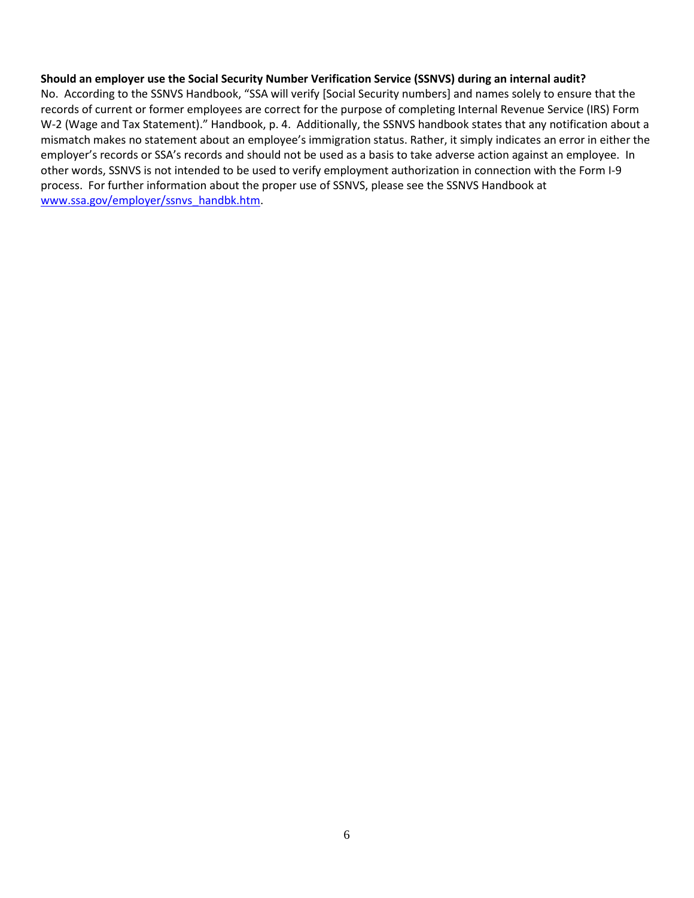**Should an employer use the Social Security Number Verification Service (SSNVS) during an internal audit?**

No. According to the SSNVS Handbook, "SSA will verify [Social Security numbers] and names solely to ensure that the records of current or former employees are correct for the purpose of completing Internal Revenue Service (IRS) Form W-2 (Wage and Tax Statement)." Handbook, p. 4. Additionally, the SSNVS handbook states that any notification about a mismatch makes no statement about an employee's immigration status. Rather, it simply indicates an error in either the employer's records or SSA's records and should not be used as a basis to take adverse action against an employee. In other words, SSNVS is not intended to be used to verify employment authorization in connection with the Form I-9 process. For further information about the proper use of SSNVS, please see the SSNVS Handbook at [www.ssa.gov/employer/ssnvs_handbk.htm](http://www.ssa.gov/employer/ssnvs_handbk.htm).